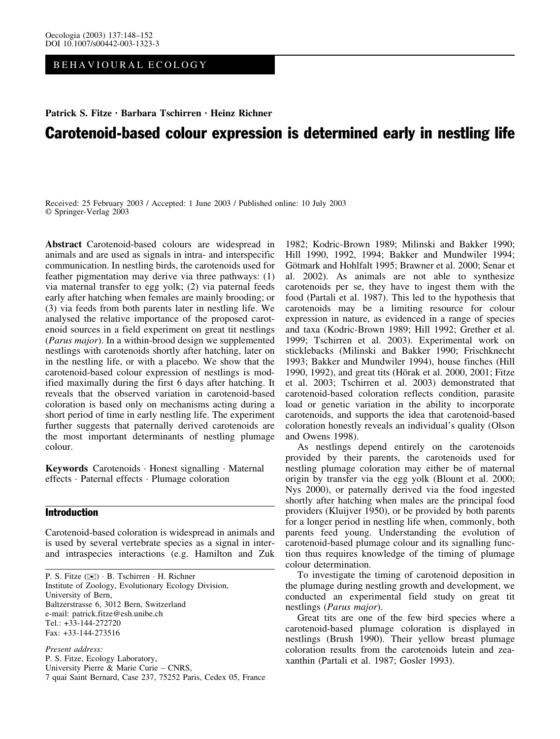BEHAVIOURAL ECOLOGY

**Patrick S. Fitze · Barbara Tschirren · Heinz Richner**

# Carotenoid-based colour expression is determined early in nestling life

Received: 25 February 2003 / Accepted: 1 June 2003 / Published online: 10 July 2003
© Springer-Verlag 2003

**Abstract** Carotenoid-based colours are widespread in animals and are used as signals in intra- and interspecific communication. In nestling birds, the carotenoids used for feather pigmentation may derive via three pathways: (1) via maternal transfer to egg yolk; (2) via paternal feeds early after hatching when females are mainly brooding; or (3) via feeds from both parents later in nestling life. We analysed the relative importance of the proposed carotenoid sources in a field experiment on great tit nestlings (*Parus major*). In a within-brood design we supplemented nestlings with carotenoids shortly after hatching, later on in the nestling life, or with a placebo. We show that the carotenoid-based colour expression of nestlings is modified maximally during the first 6 days after hatching. It reveals that the observed variation in carotenoid-based coloration is based only on mechanisms acting during a short period of time in early nestling life. The experiment further suggests that paternally derived carotenoids are the most important determinants of nestling plumage colour.

**Keywords** Carotenoids · Honest signalling · Maternal effects · Paternal effects · Plumage coloration

## Introduction

Carotenoid-based coloration is widespread in animals and is used by several vertebrate species as a signal in inter- and intraspecies interactions (e.g. Hamilton and Zuk 1982; Kodric-Brown 1989; Milinski and Bakker 1990; Hill 1990, 1992, 1994; Bakker and Mundwiler 1994; Götmark and Hohlfalt 1995; Brawner et al. 2000; Senar et al. 2002). As animals are not able to synthesize carotenoids per se, they have to ingest them with the food (Partali et al. 1987). This led to the hypothesis that carotenoids may be a limiting resource for colour expression in nature, as evidenced in a range of species and taxa (Kodric-Brown 1989; Hill 1992; Grether et al. 1999; Tschirren et al. 2003). Experimental work on sticklebacks (Milinski and Bakker 1990; Frischknecht 1993; Bakker and Mundwiler 1994), house finches (Hill 1990, 1992), and great tits (Hõrak et al. 2000, 2001; Fitze et al. 2003; Tschirren et al. 2003) demonstrated that carotenoid-based coloration reflects condition, parasite load or genetic variation in the ability to incorporate carotenoids, and supports the idea that carotenoid-based coloration honestly reveals an individual's quality (Olson and Owens 1998).

As nestlings depend entirely on the carotenoids provided by their parents, the carotenoids used for nestling plumage coloration may either be of maternal origin by transfer via the egg yolk (Blount et al. 2000; Nys 2000), or paternally derived via the food ingested shortly after hatching when males are the principal food providers (Kluijver 1950), or be provided by both parents for a longer period in nestling life when, commonly, both parents feed young. Understanding the evolution of carotenoid-based plumage colour and its signalling function thus requires knowledge of the timing of plumage colour determination.

To investigate the timing of carotenoid deposition in the plumage during nestling growth and development, we conducted an experimental field study on great tit nestlings (*Parus major*).

Great tits are one of the few bird species where a carotenoid-based plumage coloration is displayed in nestlings (Brush 1990). Their yellow breast plumage coloration results from the carotenoids lutein and zeaxanthin (Partali et al. 1987; Gosler 1993).

P. S. Fitze (✉) · B. Tschirren · H. Richner
Institute of Zoology, Evolutionary Ecology Division, University of Bern,
Baltzerstrasse 6, 3012 Bern, Switzerland
e-mail: patrick.fitze@esh.unibe.ch
Tel.: +33-144-272720
Fax: +33-144-273516

*Present address:*
P. S. Fitze, Ecology Laboratory,
University Pierre & Marie Curie – CNRS,
7 quai Saint Bernard, Case 237, 75252 Paris, Cedex 05, France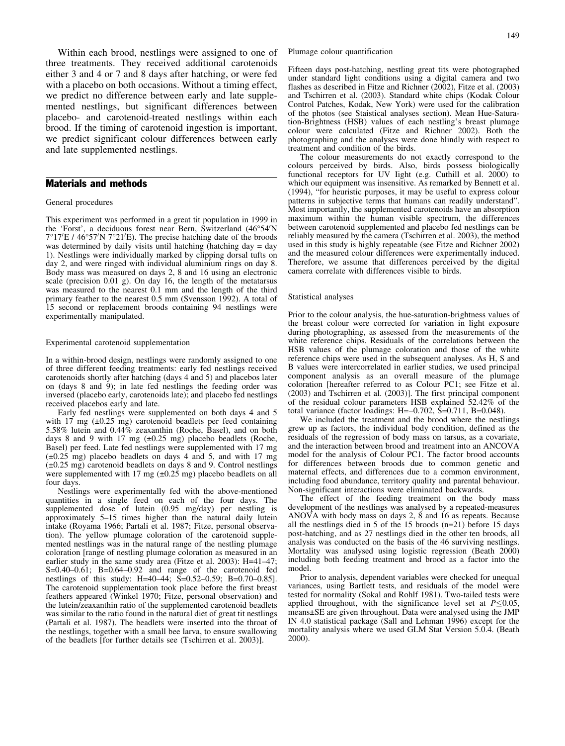Within each brood, nestlings were assigned to one of three treatments. They received additional carotenoids either 3 and 4 or 7 and 8 days after hatching, or were fed with a placebo on both occasions. Without a timing effect, we predict no difference between early and late supplemented nestlings, but significant differences between placebo- and carotenoid-treated nestlings within each brood. If the timing of carotenoid ingestion is important, we predict significant colour differences between early and late supplemented nestlings.

## Materials and methods

### General procedures

This experiment was performed in a great tit population in 1999 in the 'Forst', a deciduous forest near Bern, Switzerland (46°54′N 7°17′E / 46°57′N 7°21′E). The precise hatching date of the broods was determined by daily visits until hatching (hatching day = day 1). Nestlings were individually marked by clipping dorsal tufts on day 2, and were ringed with individual aluminium rings on day 8. Body mass was measured on days 2, 8 and 16 using an electronic scale (precision 0.01 g). On day 16, the length of the metatarsus was measured to the nearest 0.1 mm and the length of the third primary feather to the nearest 0.5 mm (Svensson 1992). A total of 15 second or replacement broods containing 94 nestlings were experimentally manipulated.

### Experimental carotenoid supplementation

In a within-brood design, nestlings were randomly assigned to one of three different feeding treatments: early fed nestlings received carotenoids shortly after hatching (days 4 and 5) and placebos later on (days 8 and 9); in late fed nestlings the feeding order was inversed (placebo early, carotenoids late); and placebo fed nestlings received placebos early and late.

Early fed nestlings were supplemented on both days 4 and 5 with 17 mg (±0.25 mg) carotenoid beadlets per feed containing 5.58% lutein and 0.44% zeaxanthin (Roche, Basel), and on both days 8 and 9 with 17 mg (±0.25 mg) placebo beadlets (Roche, Basel) per feed. Late fed nestlings were supplemented with 17 mg (±0.25 mg) placebo beadlets on days 4 and 5, and with 17 mg (±0.25 mg) carotenoid beadlets on days 8 and 9. Control nestlings were supplemented with 17 mg (±0.25 mg) placebo beadlets on all four days.

Nestlings were experimentally fed with the above-mentioned quantities in a single feed on each of the four days. The supplemented dose of lutein (0.95 mg/day) per nestling is approximately 5–15 times higher than the natural daily lutein intake (Royama 1966; Partali et al. 1987; Fitze, personal observation). The yellow plumage coloration of the carotenoid supplemented nestlings was in the natural range of the nestling plumage coloration [range of nestling plumage coloration as measured in an earlier study in the same study area (Fitze et al. 2003): H=41–47; S=0.40–0.61; B=0.64–0.92 and range of the carotenoid fed nestlings of this study: H=40–44; S=0.52–0.59; B=0.70–0.85]. The carotenoid supplementation took place before the first breast feathers appeared (Winkel 1970; Fitze, personal observation) and the lutein/zeaxanthin ratio of the supplemented carotenoid beadlets was similar to the ratio found in the natural diet of great tit nestlings (Partali et al. 1987). The beadlets were inserted into the throat of the nestlings, together with a small bee larva, to ensure swallowing of the beadlets [for further details see (Tschirren et al. 2003)].

### Plumage colour quantification

Fifteen days post-hatching, nestling great tits were photographed under standard light conditions using a digital camera and two flashes as described in Fitze and Richner (2002), Fitze et al. (2003) and Tschirren et al. (2003). Standard white chips (Kodak Colour Control Patches, Kodak, New York) were used for the calibration of the photos (see Staistical analyses section). Mean Hue-Saturation-Brightness (HSB) values of each nestling's breast plumage colour were calculated (Fitze and Richner 2002). Both the photographing and the analyses were done blindly with respect to treatment and condition of the birds.

The colour measurements do not exactly correspond to the colours perceived by birds. Also, birds possess biologically functional receptors for UV light (e.g. Cuthill et al. 2000) to which our equipment was insensitive. As remarked by Bennett et al. (1994), "for heuristic purposes, it may be useful to express colour patterns in subjective terms that humans can readily understand". Most importantly, the supplemented carotenoids have an absorption maximum within the human visible spectrum, the differences between carotenoid supplemented and placebo fed nestlings can be reliably measured by the camera (Tschirren et al. 2003), the method used in this study is highly repeatable (see Fitze and Richner 2002) and the measured colour differences were experimentally induced. Therefore, we assume that differences perceived by the digital camera correlate with differences visible to birds.

### Statistical analyses

Prior to the colour analysis, the hue-saturation-brightness values of the breast colour were corrected for variation in light exposure during photographing, as assessed from the measurements of the white reference chips. Residuals of the correlations between the HSB values of the plumage coloration and those of the white reference chips were used in the subsequent analyses. As H, S and B values were intercorrelated in earlier studies, we used principal component analysis as an overall measure of the plumage coloration [hereafter referred to as Colour PC1; see Fitze et al. (2003) and Tschirren et al. (2003)]. The first principal component of the residual colour parameters HSB explained 52.42% of the total variance (factor loadings: H=−0.702, S=0.711, B=0.048).

We included the treatment and the brood where the nestlings grew up as factors, the individual body condition, defined as the residuals of the regression of body mass on tarsus, as a covariate, and the interaction between brood and treatment into an ANCOVA model for the analysis of Colour PC1. The factor brood accounts for differences between broods due to common genetic and maternal effects, and differences due to a common environment, including food abundance, territory quality and parental behaviour. Non-significant interactions were eliminated backwards.

The effect of the feeding treatment on the body mass development of the nestlings was analysed by a repeated-measures ANOVA with body mass on days 2, 8 and 16 as repeats. Because all the nestlings died in 5 of the 15 broods (n=21) before 15 days post-hatching, and as 27 nestlings died in the other ten broods, all analysis was conducted on the basis of the 46 surviving nestlings. Mortality was analysed using logistic regression (Beath 2000) including both feeding treatment and brood as a factor into the model.

Prior to analysis, dependent variables were checked for unequal variances, using Bartlett tests, and residuals of the model were tested for normality (Sokal and Rohlf 1981). Two-tailed tests were applied throughout, with the significance level set at $P \leq 0.05$, means±SE are given throughout. Data were analysed using the JMP IN 4.0 statistical package (Sall and Lehman 1996) except for the mortality analysis where we used GLM Stat Version 5.0.4. (Beath 2000).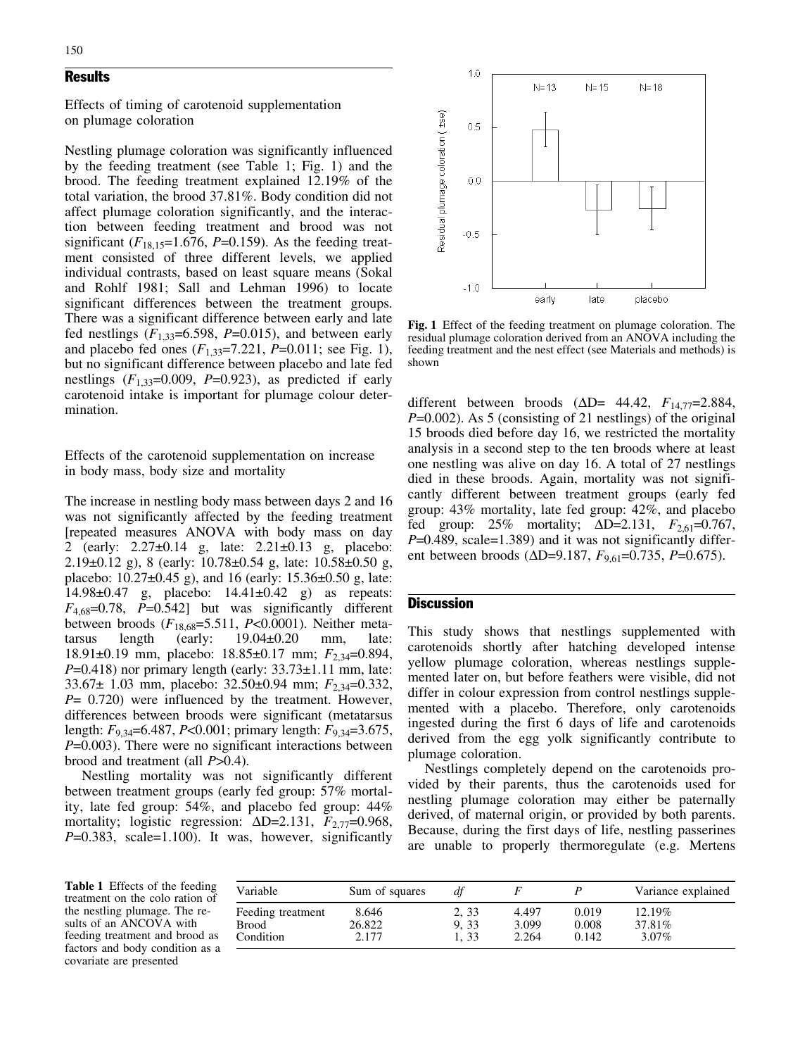## Results

### Effects of timing of carotenoid supplementation on plumage coloration

Nestling plumage coloration was significantly influenced by the feeding treatment (see Table 1; Fig. 1) and the brood. The feeding treatment explained 12.19% of the total variation, the brood 37.81%. Body condition did not affect plumage coloration significantly, and the interaction between feeding treatment and brood was not significant ($F_{18,15}$=1.676, $P$=0.159). As the feeding treatment consisted of three different levels, we applied individual contrasts, based on least square means (Sokal and Rohlf 1981; Sall and Lehman 1996) to locate significant differences between the treatment groups. There was a significant difference between early and late fed nestlings ($F_{1,33}$=6.598, $P$=0.015), and between early and placebo fed ones ($F_{1,33}$=7.221, $P$=0.011; see Fig. 1), but no significant difference between placebo and late fed nestlings ($F_{1,33}$=0.009, $P$=0.923), as predicted if early carotenoid intake is important for plumage colour determination.

### Effects of the carotenoid supplementation on increase in body mass, body size and mortality

The increase in nestling body mass between days 2 and 16 was not significantly affected by the feeding treatment [repeated measures ANOVA with body mass on day 2 (early: 2.27±0.14 g, late: 2.21±0.13 g, placebo: 2.19±0.12 g), 8 (early: 10.78±0.54 g, late: 10.58±0.50 g, placebo: 10.27±0.45 g), and 16 (early: 15.36±0.50 g, late: 14.98±0.47 g, placebo: 14.41±0.42 g) as repeats: $F_{4,68}$=0.78, $P$=0.542] but was significantly different between broods ($F_{18,68}$=5.511, $P$<0.0001). Neither metatarsus length (early: 19.04±0.20 mm, late: 18.91±0.19 mm, placebo: 18.85±0.17 mm; $F_{2,34}$=0.894, $P$=0.418) nor primary length (early: 33.73±1.11 mm, late: 33.67± 1.03 mm, placebo: 32.50±0.94 mm; $F_{2,34}$=0.332, $P$= 0.720) were influenced by the treatment. However, differences between broods were significant (metatarsus length: $F_{9,34}$=6.487, $P$<0.001; primary length: $F_{9,34}$=3.675, $P$=0.003). There were no significant interactions between brood and treatment (all $P$>0.4).

Nestling mortality was not significantly different between treatment groups (early fed group: 57% mortality, late fed group: 54%, and placebo fed group: 44% mortality; logistic regression: ΔD=2.131, $F_{2,77}$=0.968, $P$=0.383, scale=1.100). It was, however, significantly different between broods (ΔD= 44.42, $F_{14,77}$=2.884, $P$=0.002). As 5 (consisting of 21 nestlings) of the original 15 broods died before day 16, we restricted the mortality analysis in a second step to the ten broods where at least one nestling was alive on day 16. A total of 27 nestlings died in these broods. Again, mortality was not significantly different between treatment groups (early fed group: 43% mortality, late fed group: 42%, and placebo fed group: 25% mortality; ΔD=2.131, $F_{2,61}$=0.767, $P$=0.489, scale=1.389) and it was not significantly different between broods (ΔD=9.187, $F_{9,61}$=0.735, $P$=0.675).

**Fig. 1** Effect of the feeding treatment on plumage coloration. The residual plumage coloration derived from an ANOVA including the feeding treatment and the nest effect (see Materials and methods) is shown

## Discussion

This study shows that nestlings supplemented with carotenoids shortly after hatching developed intense yellow plumage coloration, whereas nestlings supplemented later on, but before feathers were visible, did not differ in colour expression from control nestlings supplemented with a placebo. Therefore, only carotenoids ingested during the first 6 days of life and carotenoids derived from the egg yolk significantly contribute to plumage coloration.

Nestlings completely depend on the carotenoids provided by their parents, thus the carotenoids used for nestling plumage coloration may either be paternally derived, of maternal origin, or provided by both parents. Because, during the first days of life, nestling passerines are unable to properly thermoregulate (e.g. Mertens

**Table 1** Effects of the feeding treatment on the colo ration of the nestling plumage. The results of an ANCOVA with feeding treatment and brood as factors and body condition as a covariate are presented

| Variable | Sum of squares | *df* | *F* | *P* | Variance explained |
|---|---|---|---|---|---|
| Feeding treatment | 8.646 | 2, 33 | 4.497 | 0.019 | 12.19% |
| Brood | 26.822 | 9, 33 | 3.099 | 0.008 | 37.81% |
| Condition | 2.177 | 1, 33 | 2.264 | 0.142 | 3.07% |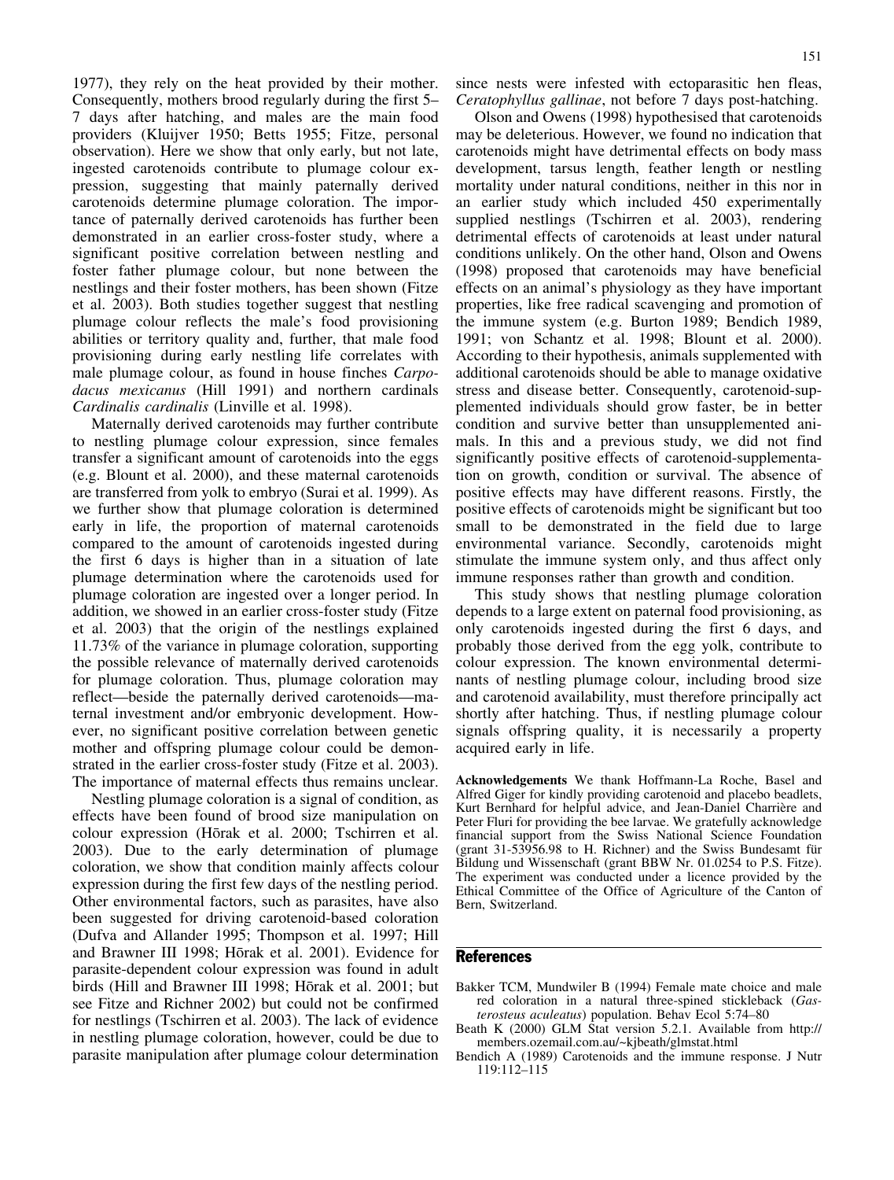1977), they rely on the heat provided by their mother. Consequently, mothers brood regularly during the first 5–7 days after hatching, and males are the main food providers (Kluijver 1950; Betts 1955; Fitze, personal observation). Here we show that only early, but not late, ingested carotenoids contribute to plumage colour expression, suggesting that mainly paternally derived carotenoids determine plumage coloration. The importance of paternally derived carotenoids has further been demonstrated in an earlier cross-foster study, where a significant positive correlation between nestling and foster father plumage colour, but none between the nestlings and their foster mothers, has been shown (Fitze et al. 2003). Both studies together suggest that nestling plumage colour reflects the male's food provisioning abilities or territory quality and, further, that male food provisioning during early nestling life correlates with male plumage colour, as found in house finches *Carpodacus mexicanus* (Hill 1991) and northern cardinals *Cardinalis cardinalis* (Linville et al. 1998).

Maternally derived carotenoids may further contribute to nestling plumage colour expression, since females transfer a significant amount of carotenoids into the eggs (e.g. Blount et al. 2000), and these maternal carotenoids are transferred from yolk to embryo (Surai et al. 1999). As we further show that plumage coloration is determined early in life, the proportion of maternal carotenoids compared to the amount of carotenoids ingested during the first 6 days is higher than in a situation of late plumage determination where the carotenoids used for plumage coloration are ingested over a longer period. In addition, we showed in an earlier cross-foster study (Fitze et al. 2003) that the origin of the nestlings explained 11.73% of the variance in plumage coloration, supporting the possible relevance of maternally derived carotenoids for plumage coloration. Thus, plumage coloration may reflect—beside the paternally derived carotenoids—maternal investment and/or embryonic development. However, no significant positive correlation between genetic mother and offspring plumage colour could be demonstrated in the earlier cross-foster study (Fitze et al. 2003). The importance of maternal effects thus remains unclear.

Nestling plumage coloration is a signal of condition, as effects have been found of brood size manipulation on colour expression (Hōrak et al. 2000; Tschirren et al. 2003). Due to the early determination of plumage coloration, we show that condition mainly affects colour expression during the first few days of the nestling period. Other environmental factors, such as parasites, have also been suggested for driving carotenoid-based coloration (Dufva and Allander 1995; Thompson et al. 1997; Hill and Brawner III 1998; Hōrak et al. 2001). Evidence for parasite-dependent colour expression was found in adult birds (Hill and Brawner III 1998; Hōrak et al. 2001; but see Fitze and Richner 2002) but could not be confirmed for nestlings (Tschirren et al. 2003). The lack of evidence in nestling plumage coloration, however, could be due to parasite manipulation after plumage colour determination since nests were infested with ectoparasitic hen fleas, *Ceratophyllus gallinae*, not before 7 days post-hatching.

Olson and Owens (1998) hypothesised that carotenoids may be deleterious. However, we found no indication that carotenoids might have detrimental effects on body mass development, tarsus length, feather length or nestling mortality under natural conditions, neither in this nor in an earlier study which included 450 experimentally supplied nestlings (Tschirren et al. 2003), rendering detrimental effects of carotenoids at least under natural conditions unlikely. On the other hand, Olson and Owens (1998) proposed that carotenoids may have beneficial effects on an animal's physiology as they have important properties, like free radical scavenging and promotion of the immune system (e.g. Burton 1989; Bendich 1989, 1991; von Schantz et al. 1998; Blount et al. 2000). According to their hypothesis, animals supplemented with additional carotenoids should be able to manage oxidative stress and disease better. Consequently, carotenoid-supplemented individuals should grow faster, be in better condition and survive better than unsupplemented animals. In this and a previous study, we did not find significantly positive effects of carotenoid-supplementation on growth, condition or survival. The absence of positive effects may have different reasons. Firstly, the positive effects of carotenoids might be significant but too small to be demonstrated in the field due to large environmental variance. Secondly, carotenoids might stimulate the immune system only, and thus affect only immune responses rather than growth and condition.

This study shows that nestling plumage coloration depends to a large extent on paternal food provisioning, as only carotenoids ingested during the first 6 days, and probably those derived from the egg yolk, contribute to colour expression. The known environmental determinants of nestling plumage colour, including brood size and carotenoid availability, must therefore principally act shortly after hatching. Thus, if nestling plumage colour signals offspring quality, it is necessarily a property acquired early in life.

**Acknowledgements** We thank Hoffmann-La Roche, Basel and Alfred Giger for kindly providing carotenoid and placebo beadlets, Kurt Bernhard for helpful advice, and Jean-Daniel Charrière and Peter Fluri for providing the bee larvae. We gratefully acknowledge financial support from the Swiss National Science Foundation (grant 31-53956.98 to H. Richner) and the Swiss Bundesamt für Bildung und Wissenschaft (grant BBW Nr. 01.0254 to P.S. Fitze). The experiment was conducted under a licence provided by the Ethical Committee of the Office of Agriculture of the Canton of Bern, Switzerland.

## References

Bakker TCM, Mundwiler B (1994) Female mate choice and male red coloration in a natural three-spined stickleback (*Gasterosteus aculeatus*) population. Behav Ecol 5:74–80

Beath K (2000) GLM Stat version 5.2.1. Available from http://members.ozemail.com.au/~kjbeath/glmstat.html

Bendich A (1989) Carotenoids and the immune response. J Nutr 119:112–115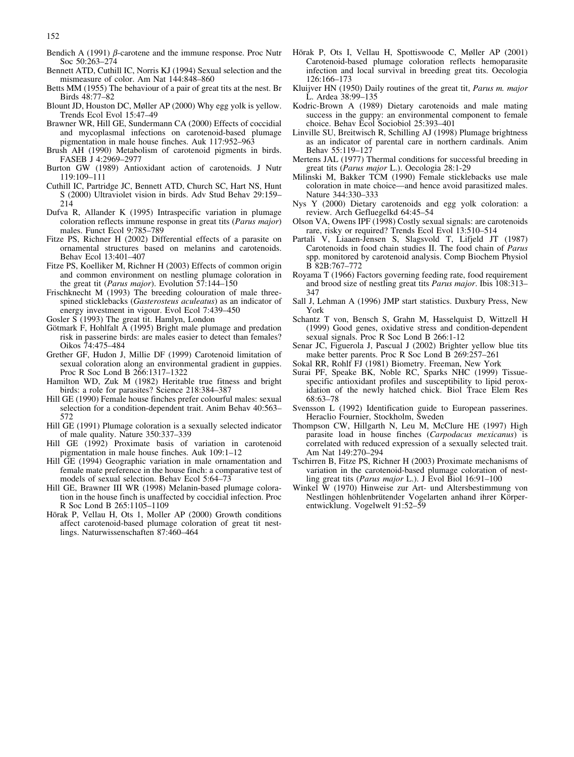Bendich A (1991) $\beta$-carotene and the immune response. Proc Nutr Soc 50:263–274

Bennett ATD, Cuthill IC, Norris KJ (1994) Sexual selection and the mismeasure of color. Am Nat 144:848–860

Betts MM (1955) The behaviour of a pair of great tits at the nest. Br Birds 48:77–82

Blount JD, Houston DC, Møller AP (2000) Why egg yolk is yellow. Trends Ecol Evol 15:47–49

Brawner WR, Hill GE, Sundermann CA (2000) Effects of coccidial and mycoplasmal infections on carotenoid-based plumage pigmentation in male house finches. Auk 117:952–963

Brush AH (1990) Metabolism of carotenoid pigments in birds. FASEB J 4:2969–2977

Burton GW (1989) Antioxidant action of carotenoids. J Nutr 119:109–111

Cuthill IC, Partridge JC, Bennett ATD, Church SC, Hart NS, Hunt S (2000) Ultraviolet vision in birds. Adv Stud Behav 29:159–214

Dufva R, Allander K (1995) Intraspecific variation in plumage coloration reflects immune response in great tits (*Parus major*) males. Funct Ecol 9:785–789

Fitze PS, Richner H (2002) Differential effects of a parasite on ornamental structures based on melanins and carotenoids. Behav Ecol 13:401–407

Fitze PS, Koelliker M, Richner H (2003) Effects of common origin and common environment on nestling plumage coloration in the great tit (*Parus major*). Evolution 57:144–150

Frischknecht M (1993) The breeding colouration of male three-spined sticklebacks (*Gasterosteus aculeatus*) as an indicator of energy investment in vigour. Evol Ecol 7:439–450

Gosler S (1993) The great tit. Hamlyn, London

Götmark F, Hohlfalt A (1995) Bright male plumage and predation risk in passerine birds: are males easier to detect than females? Oikos 74:475–484

Grether GF, Hudon J, Millie DF (1999) Carotenoid limitation of sexual coloration along an environmental gradient in guppies. Proc R Soc Lond B 266:1317–1322

Hamilton WD, Zuk M (1982) Heritable true fitness and bright birds: a role for parasites? Science 218:384–387

Hill GE (1990) Female house finches prefer colourful males: sexual selection for a condition-dependent trait. Anim Behav 40:563–572

Hill GE (1991) Plumage coloration is a sexually selected indicator of male quality. Nature 350:337–339

Hill GE (1992) Proximate basis of variation in carotenoid pigmentation in male house finches. Auk 109:1–12

Hill GE (1994) Geographic variation in male ornamentation and female mate preference in the house finch: a comparative test of models of sexual selection. Behav Ecol 5:64–73

Hill GE, Brawner III WR (1998) Melanin-based plumage coloration in the house finch is unaffected by coccidial infection. Proc R Soc Lond B 265:1105–1109

Hõrak P, Vellau H, Ots 1, Moller AP (2000) Growth conditions affect carotenoid-based plumage coloration of great tit nestlings. Naturwissenschaften 87:460–464

Hõrak P, Ots I, Vellau H, Spottiswoode C, Møller AP (2001) Carotenoid-based plumage coloration reflects hemoparasite infection and local survival in breeding great tits. Oecologia 126:166–173

Kluijver HN (1950) Daily routines of the great tit, *Parus m. major* L. Ardea 38:99–135

Kodric-Brown A (1989) Dietary carotenoids and male mating success in the guppy: an environmental component to female choice. Behav Ecol Sociobiol 25:393–401

Linville SU, Breitwisch R, Schilling AJ (1998) Plumage brightness as an indicator of parental care in northern cardinals. Anim Behav 55:119–127

Mertens JAL (1977) Thermal conditions for successful breeding in great tits (*Parus major* L.). Oecologia 28:1-29

Milinski M, Bakker TCM (1990) Female sticklebacks use male coloration in mate choice—and hence avoid parasitized males. Nature 344:330–333

Nys Y (2000) Dietary carotenoids and egg yolk coloration: a review. Arch Gefluegelkd 64:45–54

Olson VA, Owens IPF (1998) Costly sexual signals: are carotenoids rare, risky or required? Trends Ecol Evol 13:510–514

Partali V, Liaaen-Jensen S, Slagsvold T, Lifjeld JT (1987) Carotenoids in food chain studies II. The food chain of *Parus* spp. monitored by carotenoid analysis. Comp Biochem Physiol B 82B:767–772

Royama T (1966) Factors governing feeding rate, food requirement and brood size of nestling great tits *Parus major*. Ibis 108:313–347

Sall J, Lehman A (1996) JMP start statistics. Duxbury Press, New York

Schantz T von, Bensch S, Grahn M, Hasselquist D, Wittzell H (1999) Good genes, oxidative stress and condition-dependent sexual signals. Proc R Soc Lond B 266:1-12

Senar JC, Figuerola J, Pascual J (2002) Brighter yellow blue tits make better parents. Proc R Soc Lond B 269:257–261

Sokal RR, Rohlf FJ (1981) Biometry. Freeman, New York

Surai PF, Speake BK, Noble RC, Sparks NHC (1999) Tissue-specific antioxidant profiles and susceptibility to lipid peroxidation of the newly hatched chick. Biol Trace Elem Res 68:63–78

Svensson L (1992) Identification guide to European passerines. Heraclio Fournier, Stockholm, Sweden

Thompson CW, Hillgarth N, Leu M, McClure HE (1997) High parasite load in house finches (*Carpodacus mexicanus*) is correlated with reduced expression of a sexually selected trait. Am Nat 149:270–294

Tschirren B, Fitze PS, Richner H (2003) Proximate mechanisms of variation in the carotenoid-based plumage coloration of nestling great tits (*Parus major* L.). J Evol Biol 16:91–100

Winkel W (1970) Hinweise zur Art- und Altersbestimmung von Nestlingen höhlenbrütender Vogelarten anhand ihrer Körperentwicklung. Vogelwelt 91:52–59